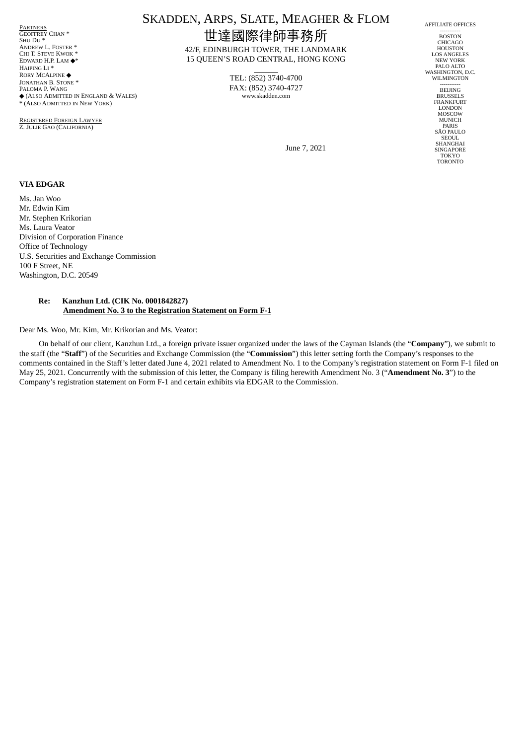PARTNERS
GEOFFREY CHAN *
SHU DU *
ANDREW L. FOSTER *
CHI T. STEVE KWOK *
EDWARD H.P. LAM ◆*
HAIPING LI *
RORY MCALPINE ◆
JONATHAN B. STONE *
PALOMA P. WANG
◆ (ALSO ADMITTED IN ENGLAND & WALES)
* (ALSO ADMITTED IN NEW YORK)

REGISTERED FOREIGN LAWYER
Z. JULIE GAO (CALIFORNIA)

# SKADDEN, ARPS, SLATE, MEAGHER & FLOM
# 世達國際律師事務所

42/F, EDINBURGH TOWER, THE LANDMARK
15 QUEEN'S ROAD CENTRAL, HONG KONG

TEL: (852) 3740-4700
FAX: (852) 3740-4727
www.skadden.com

AFFILIATE OFFICES
BOSTON
CHICAGO
HOUSTON
LOS ANGELES
NEW YORK
PALO ALTO
WASHINGTON, D.C.
WILMINGTON
BEIJING
BRUSSELS
FRANKFURT
LONDON
MOSCOW
MUNICH
PARIS
SÃO PAULO
SEOUL
SHANGHAI
SINGAPORE
TOKYO
TORONTO

June 7, 2021

**VIA EDGAR**

Ms. Jan Woo
Mr. Edwin Kim
Mr. Stephen Krikorian
Ms. Laura Veator
Division of Corporation Finance
Office of Technology
U.S. Securities and Exchange Commission
100 F Street, NE
Washington, D.C. 20549

**Re: Kanzhun Ltd. (CIK No. 0001842827)**
**Amendment No. 3 to the Registration Statement on Form F-1**

Dear Ms. Woo, Mr. Kim, Mr. Krikorian and Ms. Veator:

On behalf of our client, Kanzhun Ltd., a foreign private issuer organized under the laws of the Cayman Islands (the "**Company**"), we submit to the staff (the "**Staff**") of the Securities and Exchange Commission (the "**Commission**") this letter setting forth the Company's responses to the comments contained in the Staff's letter dated June 4, 2021 related to Amendment No. 1 to the Company's registration statement on Form F-1 filed on May 25, 2021. Concurrently with the submission of this letter, the Company is filing herewith Amendment No. 3 ("**Amendment No. 3**") to the Company's registration statement on Form F-1 and certain exhibits via EDGAR to the Commission.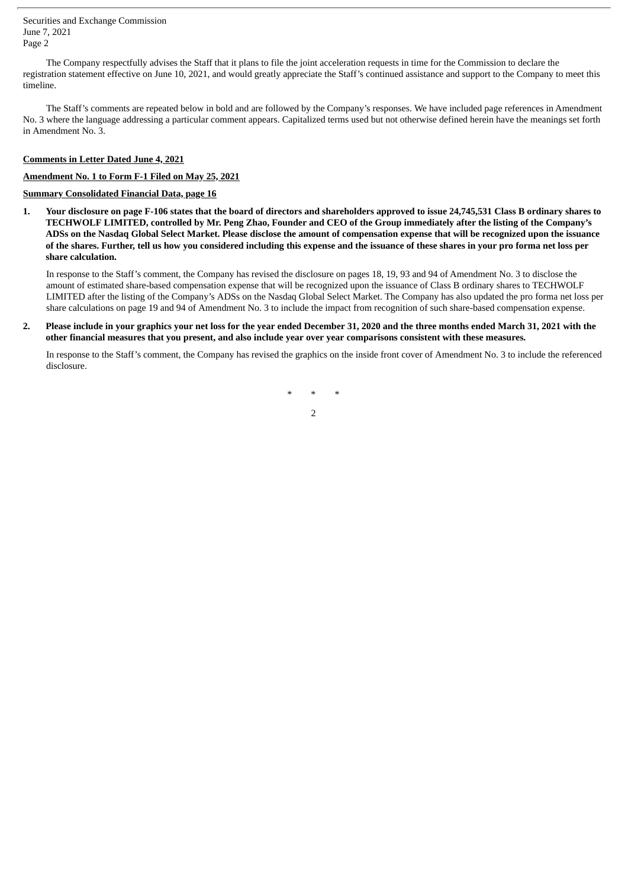The Company respectfully advises the Staff that it plans to file the joint acceleration requests in time for the Commission to declare the registration statement effective on June 10, 2021, and would greatly appreciate the Staff's continued assistance and support to the Company to meet this timeline.

The Staff's comments are repeated below in bold and are followed by the Company's responses. We have included page references in Amendment No. 3 where the language addressing a particular comment appears. Capitalized terms used but not otherwise defined herein have the meanings set forth in Amendment No. 3.

**Comments in Letter Dated June 4, 2021**

**Amendment No. 1 to Form F-1 Filed on May 25, 2021**

**Summary Consolidated Financial Data, page 16**

1. **Your disclosure on page F-106 states that the board of directors and shareholders approved to issue 24,745,531 Class B ordinary shares to TECHWOLF LIMITED, controlled by Mr. Peng Zhao, Founder and CEO of the Group immediately after the listing of the Company's ADSs on the Nasdaq Global Select Market. Please disclose the amount of compensation expense that will be recognized upon the issuance of the shares. Further, tell us how you considered including this expense and the issuance of these shares in your pro forma net loss per share calculation.**

   In response to the Staff's comment, the Company has revised the disclosure on pages 18, 19, 93 and 94 of Amendment No. 3 to disclose the amount of estimated share-based compensation expense that will be recognized upon the issuance of Class B ordinary shares to TECHWOLF LIMITED after the listing of the Company's ADSs on the Nasdaq Global Select Market. The Company has also updated the pro forma net loss per share calculations on page 19 and 94 of Amendment No. 3 to include the impact from recognition of such share-based compensation expense.

2. **Please include in your graphics your net loss for the year ended December 31, 2020 and the three months ended March 31, 2021 with the other financial measures that you present, and also include year over year comparisons consistent with these measures.**

   In response to the Staff's comment, the Company has revised the graphics on the inside front cover of Amendment No. 3 to include the referenced disclosure.

\* \* \*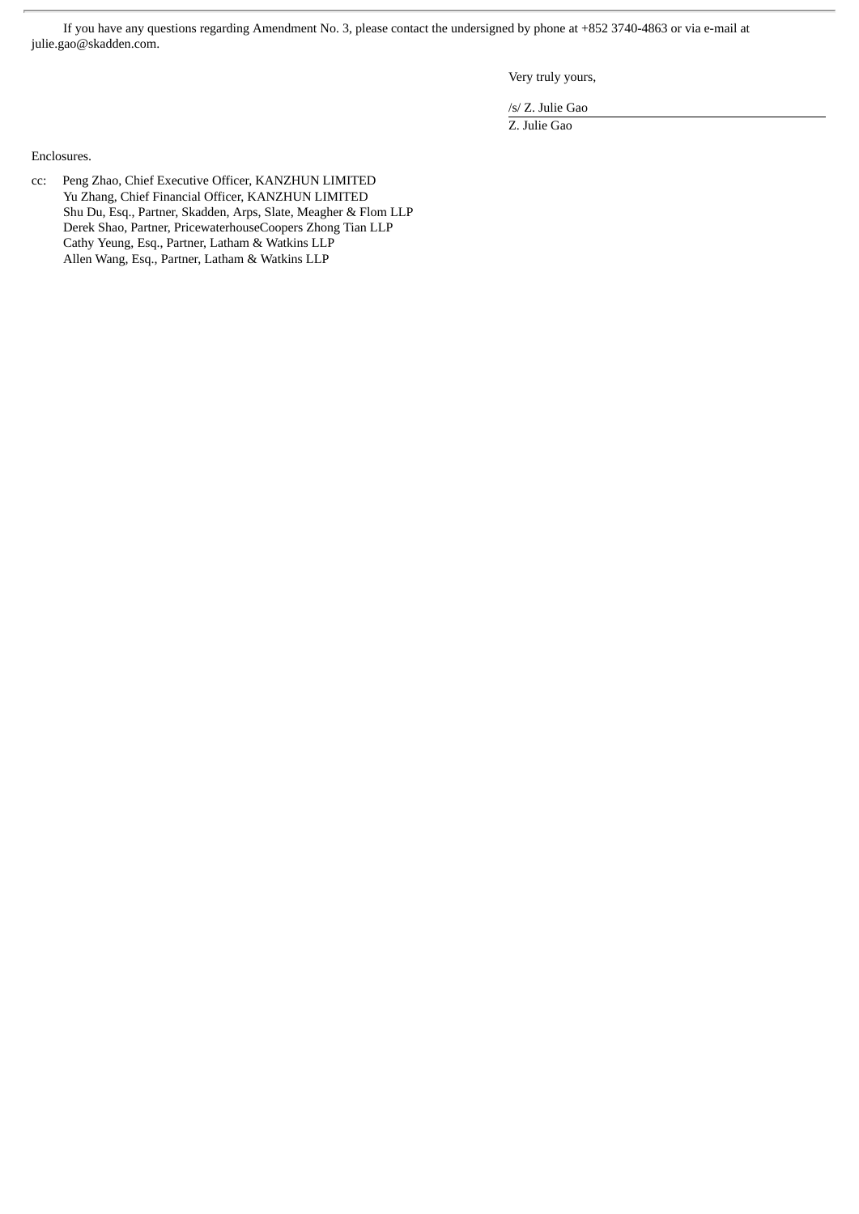If you have any questions regarding Amendment No. 3, please contact the undersigned by phone at +852 3740-4863 or via e-mail at julie.gao@skadden.com.

Very truly yours,

/s/ Z. Julie Gao

Z. Julie Gao

Enclosures.

cc: Peng Zhao, Chief Executive Officer, KANZHUN LIMITED
Yu Zhang, Chief Financial Officer, KANZHUN LIMITED
Shu Du, Esq., Partner, Skadden, Arps, Slate, Meagher & Flom LLP
Derek Shao, Partner, PricewaterhouseCoopers Zhong Tian LLP
Cathy Yeung, Esq., Partner, Latham & Watkins LLP
Allen Wang, Esq., Partner, Latham & Watkins LLP